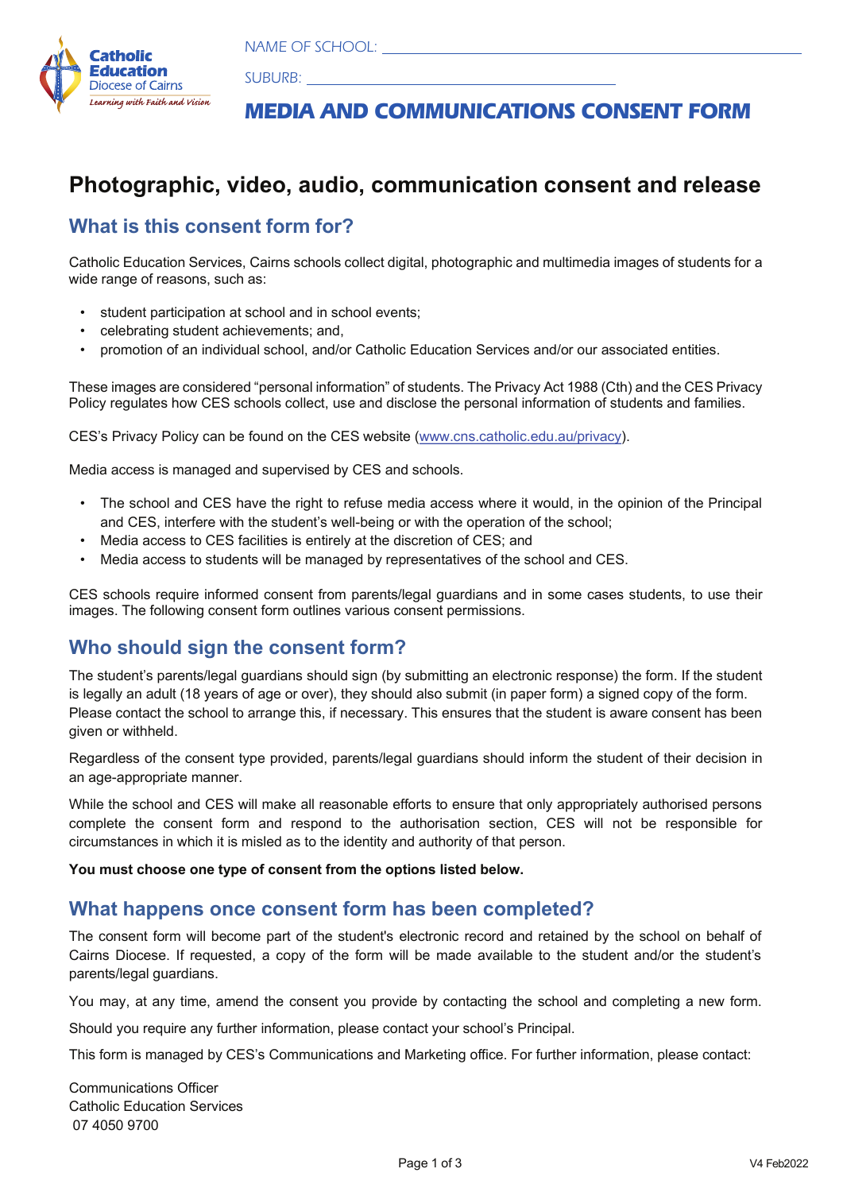NAME OF SCHOOL: \_\_\_\_\_\_\_\_\_\_\_\_\_\_\_\_\_\_\_\_\_\_\_\_\_\_\_\_\_\_\_\_

SUBURB: \_\_\_\_\_\_\_\_\_\_\_\_\_\_\_\_\_\_\_\_\_\_\_\_\_\_\_\_\_\_\_\_

# MEDIA AND COMMUNICATIONS CONSENT FORM

## Photographic, video, audio, communication consent and release

### What is this consent form for?

Catholic Education Services, Cairns schools collect digital, photographic and multimedia images of students for a wide range of reasons, such as:

- student participation at school and in school events;
- celebrating student achievements; and,
- promotion of an individual school, and/or Catholic Education Services and/or our associated entities.

These images are considered "personal information" of students. The Privacy Act 1988 (Cth) and the CES Privacy Policy regulates how CES schools collect, use and disclose the personal information of students and families.

CES's Privacy Policy can be found on the CES website (www.cns.catholic.edu.au/privacy).

Media access is managed and supervised by CES and schools.

- The school and CES have the right to refuse media access where it would, in the opinion of the Principal and CES, interfere with the student's well-being or with the operation of the school;
- Media access to CES facilities is entirely at the discretion of CES; and
- Media access to students will be managed by representatives of the school and CES.

CES schools require informed consent from parents/legal guardians and in some cases students, to use their images. The following consent form outlines various consent permissions.

### Who should sign the consent form?

The student's parents/legal guardians should sign (by submitting an electronic response) the form. If the student is legally an adult (18 years of age or over), they should also submit (in paper form) a signed copy of the form. Please contact the school to arrange this, if necessary. This ensures that the student is aware consent has been given or withheld.

Regardless of the consent type provided, parents/legal guardians should inform the student of their decision in an age-appropriate manner.

While the school and CES will make all reasonable efforts to ensure that only appropriately authorised persons complete the consent form and respond to the authorisation section, CES will not be responsible for circumstances in which it is misled as to the identity and authority of that person.

**You must choose one type of consent from the options listed below.**

### What happens once consent form has been completed?

The consent form will become part of the student's electronic record and retained by the school on behalf of Cairns Diocese. If requested, a copy of the form will be made available to the student and/or the student's parents/legal guardians.

You may, at any time, amend the consent you provide by contacting the school and completing a new form.

Should you require any further information, please contact your school's Principal.

This form is managed by CES's Communications and Marketing office. For further information, please contact:

Communications Officer
Catholic Education Services
07 4050 9700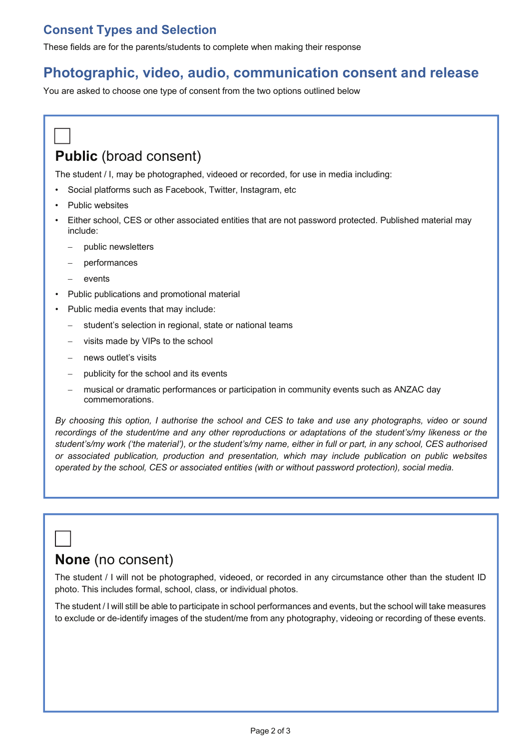## Consent Types and Selection

These fields are for the parents/students to complete when making their response

## Photographic, video, audio, communication consent and release

You are asked to choose one type of consent from the two options outlined below

☐

### **Public** (broad consent)

The student / I, may be photographed, videoed or recorded, for use in media including:

- Social platforms such as Facebook, Twitter, Instagram, etc
- Public websites
- Either school, CES or other associated entities that are not password protected. Published material may include:
  - public newsletters
  - performances
  - events
- Public publications and promotional material
- Public media events that may include:
  - student's selection in regional, state or national teams
  - visits made by VIPs to the school
  - news outlet's visits
  - publicity for the school and its events
  - musical or dramatic performances or participation in community events such as ANZAC day commemorations.

*By choosing this option, I authorise the school and CES to take and use any photographs, video or sound recordings of the student/me and any other reproductions or adaptations of the student's/my likeness or the student's/my work ('the material'), or the student's/my name, either in full or part, in any school, CES authorised or associated publication, production and presentation, which may include publication on public websites operated by the school, CES or associated entities (with or without password protection), social media.*

☐

### **None** (no consent)

The student / I will not be photographed, videoed, or recorded in any circumstance other than the student ID photo. This includes formal, school, class, or individual photos.

The student / I will still be able to participate in school performances and events, but the school will take measures to exclude or de-identify images of the student/me from any photography, videoing or recording of these events.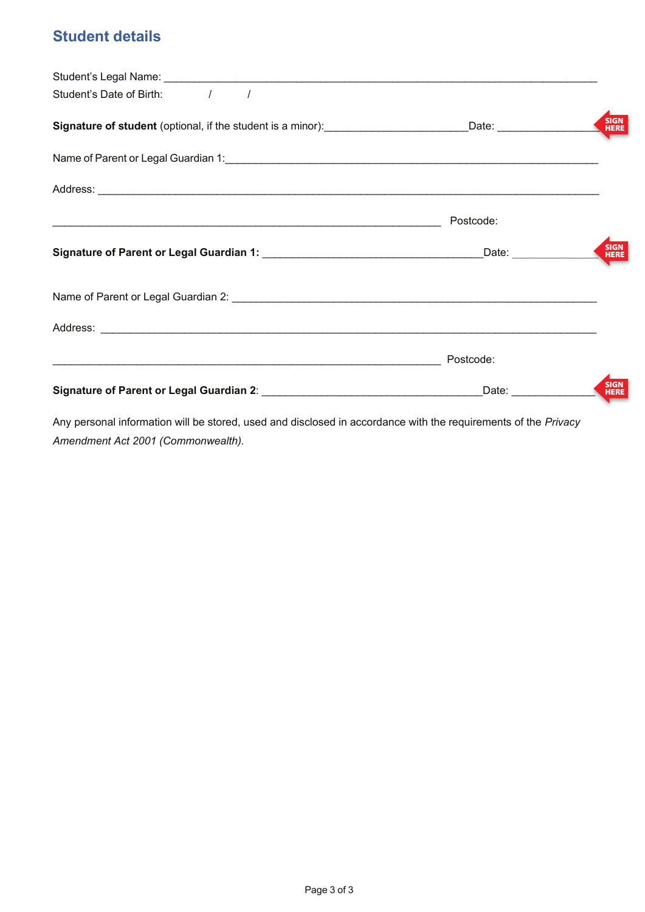## Student details

Student's Legal Name: ___________________________________________________________________________

Student's Date of Birth: / /

**Signature of student** (optional, if the student is a minor):________________________Date: _________________ SIGN HERE

Name of Parent or Legal Guardian 1:_________________________________________________________________

Address: ________________________________________________________________________________

___________________________________________________________________ Postcode:

**Signature of Parent or Legal Guardian 1:** ______________________________________Date: _______________ SIGN HERE

Name of Parent or Legal Guardian 2: _______________________________________________________________

Address: ________________________________________________________________________________

___________________________________________________________________ Postcode:

**Signature of Parent or Legal Guardian 2**: ______________________________________Date: ______________ SIGN HERE

Any personal information will be stored, used and disclosed in accordance with the requirements of the *Privacy Amendment Act 2001 (Commonwealth).*